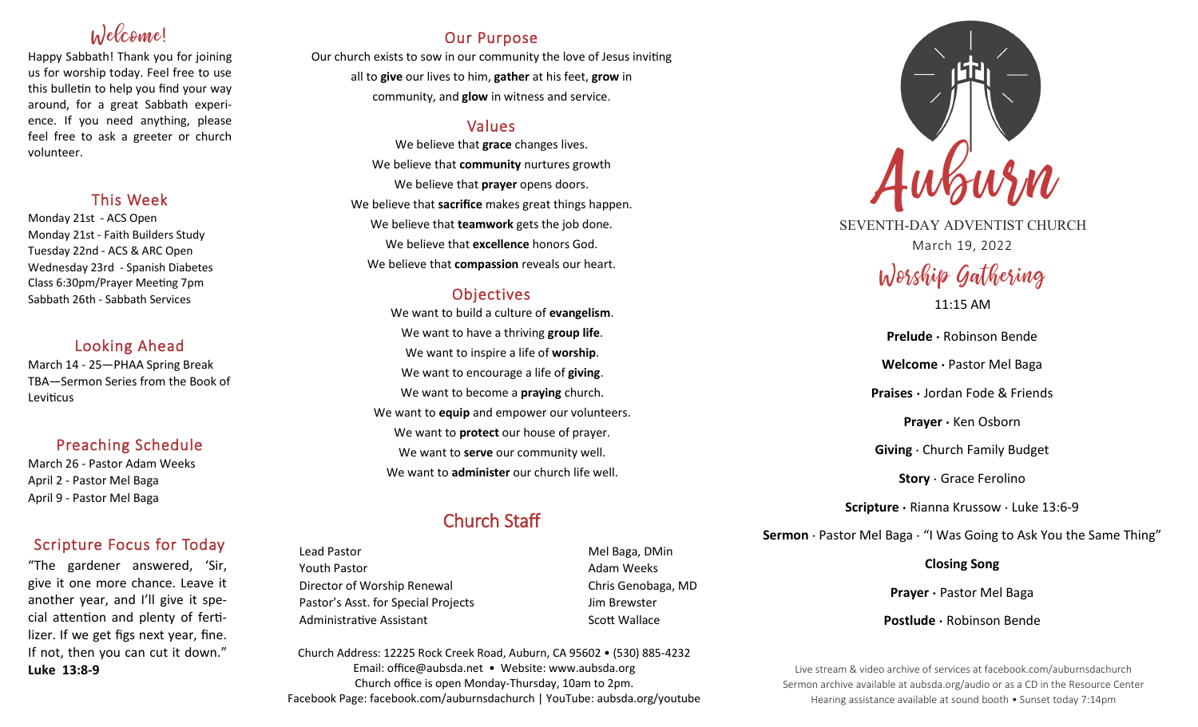## Welcome!

Happy Sabbath! Thank you for joining us for worship today. Feel free to use this bulletin to help you find your way around, for a great Sabbath experience. If you need anything, please feel free to ask a greeter or church volunteer.

## This Week

Monday 21st - ACS Open
Monday 21st - Faith Builders Study
Tuesday 22nd - ACS & ARC Open
Wednesday 23rd - Spanish Diabetes Class 6:30pm/Prayer Meeting 7pm
Sabbath 26th - Sabbath Services

## Looking Ahead

March 14 - 25—PHAA Spring Break
TBA—Sermon Series from the Book of Leviticus

## Preaching Schedule

March 26 - Pastor Adam Weeks
April 2 - Pastor Mel Baga
April 9 - Pastor Mel Baga

## Scripture Focus for Today

"The gardener answered, 'Sir, give it one more chance. Leave it another year, and I'll give it special attention and plenty of fertilizer. If we get figs next year, fine. If not, then you can cut it down."
**Luke 13:8-9**

## Our Purpose

Our church exists to sow in our community the love of Jesus inviting all to **give** our lives to him, **gather** at his feet, **grow** in community, and **glow** in witness and service.

## Values

We believe that **grace** changes lives.
We believe that **community** nurtures growth
We believe that **prayer** opens doors.
We believe that **sacrifice** makes great things happen.
We believe that **teamwork** gets the job done.
We believe that **excellence** honors God.
We believe that **compassion** reveals our heart.

## Objectives

We want to build a culture of **evangelism**.
We want to have a thriving **group life**.
We want to inspire a life of **worship**.
We want to encourage a life of **giving**.
We want to become a **praying** church.
We want to **equip** and empower our volunteers.
We want to **protect** our house of prayer.
We want to **serve** our community well.
We want to **administer** our church life well.

## Church Staff

| | |
|---|---|
| Lead Pastor | Mel Baga, DMin |
| Youth Pastor | Adam Weeks |
| Director of Worship Renewal | Chris Genobaga, MD |
| Pastor's Asst. for Special Projects | Jim Brewster |
| Administrative Assistant | Scott Wallace |

Church Address: 12225 Rock Creek Road, Auburn, CA 95602 • (530) 885-4232
Email: office@aubsda.net • Website: www.aubsda.org
Church office is open Monday-Thursday, 10am to 2pm.
Facebook Page: facebook.com/auburnsdachurch | YouTube: aubsda.org/youtube

# Auburn

SEVENTH-DAY ADVENTIST CHURCH
March 19, 2022

## Worship Gathering

11:15 AM

**Prelude** · Robinson Bende

**Welcome** · Pastor Mel Baga

**Praises** · Jordan Fode & Friends

**Prayer** · Ken Osborn

**Giving** · Church Family Budget

**Story** · Grace Ferolino

**Scripture** · Rianna Krussow · Luke 13:6-9

**Sermon** · Pastor Mel Baga · "I Was Going to Ask You the Same Thing"

**Closing Song**

**Prayer** · Pastor Mel Baga

**Postlude** · Robinson Bende

Live stream & video archive of services at facebook.com/auburnsdachurch
Sermon archive available at aubsda.org/audio or as a CD in the Resource Center
Hearing assistance available at sound booth • Sunset today 7:14pm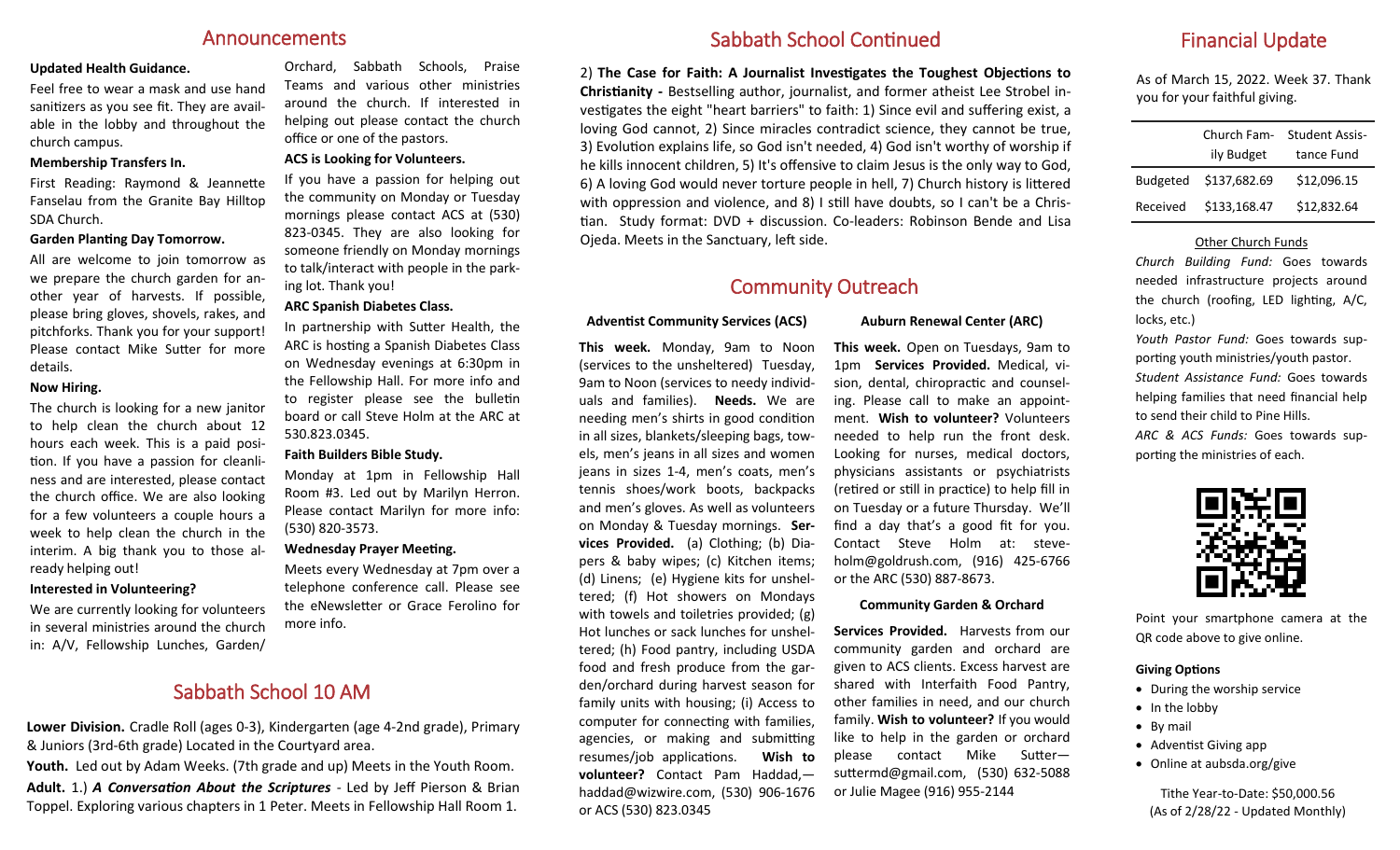## Announcements

**Updated Health Guidance.**

Feel free to wear a mask and use hand sanitizers as you see fit. They are available in the lobby and throughout the church campus.

**Membership Transfers In.**

First Reading: Raymond & Jeannette Fanselau from the Granite Bay Hilltop SDA Church.

**Garden Planting Day Tomorrow.**

All are welcome to join tomorrow as we prepare the church garden for another year of harvests. If possible, please bring gloves, shovels, rakes, and pitchforks. Thank you for your support! Please contact Mike Sutter for more details.

**Now Hiring.**

The church is looking for a new janitor to help clean the church about 12 hours each week. This is a paid position. If you have a passion for cleanliness and are interested, please contact the church office. We are also looking for a few volunteers a couple hours a week to help clean the church in the interim. A big thank you to those already helping out!

**Interested in Volunteering?**

We are currently looking for volunteers in several ministries around the church in: A/V, Fellowship Lunches, Garden/Orchard, Sabbath Schools, Praise Teams and various other ministries around the church. If interested in helping out please contact the church office or one of the pastors.

**ACS is Looking for Volunteers.**

If you have a passion for helping out the community on Monday or Tuesday mornings please contact ACS at (530) 823-0345. They are also looking for someone friendly on Monday mornings to talk/interact with people in the parking lot. Thank you!

**ARC Spanish Diabetes Class.**

In partnership with Sutter Health, the ARC is hosting a Spanish Diabetes Class on Wednesday evenings at 6:30pm in the Fellowship Hall. For more info and to register please see the bulletin board or call Steve Holm at the ARC at 530.823.0345.

**Faith Builders Bible Study.**

Monday at 1pm in Fellowship Hall Room #3. Led out by Marilyn Herron. Please contact Marilyn for more info: (530) 820-3573.

**Wednesday Prayer Meeting.**

Meets every Wednesday at 7pm over a telephone conference call. Please see the eNewsletter or Grace Ferolino for more info.

## Sabbath School 10 AM

**Lower Division.** Cradle Roll (ages 0-3), Kindergarten (age 4-2nd grade), Primary & Juniors (3rd-6th grade) Located in the Courtyard area.

**Youth.** Led out by Adam Weeks. (7th grade and up) Meets in the Youth Room.

**Adult.** 1.) ***A Conversation About the Scriptures*** - Led by Jeff Pierson & Brian Toppel. Exploring various chapters in 1 Peter. Meets in Fellowship Hall Room 1.

## Sabbath School Continued

2) **The Case for Faith: A Journalist Investigates the Toughest Objections to Christianity -** Bestselling author, journalist, and former atheist Lee Strobel investigates the eight "heart barriers" to faith: 1) Since evil and suffering exist, a loving God cannot, 2) Since miracles contradict science, they cannot be true, 3) Evolution explains life, so God isn't needed, 4) God isn't worthy of worship if he kills innocent children, 5) It's offensive to claim Jesus is the only way to God, 6) A loving God would never torture people in hell, 7) Church history is littered with oppression and violence, and 8) I still have doubts, so I can't be a Christian. Study format: DVD + discussion. Co-leaders: Robinson Bende and Lisa Ojeda. Meets in the Sanctuary, left side.

## Community Outreach

**Adventist Community Services (ACS)**

**This week.** Monday, 9am to Noon (services to the unsheltered) Tuesday, 9am to Noon (services to needy individuals and families). **Needs.** We are needing men's shirts in good condition in all sizes, blankets/sleeping bags, towels, men's jeans in all sizes and women jeans in sizes 1-4, men's coats, men's tennis shoes/work boots, backpacks and men's gloves. As well as volunteers on Monday & Tuesday mornings. **Services Provided.** (a) Clothing; (b) Diapers & baby wipes; (c) Kitchen items; (d) Linens; (e) Hygiene kits for unsheltered; (f) Hot showers on Mondays with towels and toiletries provided; (g) Hot lunches or sack lunches for unsheltered; (h) Food pantry, including USDA food and fresh produce from the garden/orchard during harvest season for family units with housing; (i) Access to computer for connecting with families, agencies, or making and submitting resumes/job applications. **Wish to volunteer?** Contact Pam Haddad,—haddad@wizwire.com, (530) 906-1676 or ACS (530) 823.0345

**Auburn Renewal Center (ARC)**

**This week.** Open on Tuesdays, 9am to 1pm **Services Provided.** Medical, vision, dental, chiropractic and counseling. Please call to make an appointment. **Wish to volunteer?** Volunteers needed to help run the front desk. Looking for nurses, medical doctors, physicians assistants or psychiatrists (retired or still in practice) to help fill in on Tuesday or a future Thursday. We'll find a day that's a good fit for you. Contact Steve Holm at: steveholm@goldrush.com, (916) 425-6766 or the ARC (530) 887-8673.

**Community Garden & Orchard**

**Services Provided.** Harvests from our community garden and orchard are given to ACS clients. Excess harvest are shared with Interfaith Food Pantry, other families in need, and our church family. **Wish to volunteer?** If you would like to help in the garden or orchard please contact Mike Sutter—suttermd@gmail.com, (530) 632-5088 or Julie Magee (916) 955-2144

## Financial Update

As of March 15, 2022. Week 37. Thank you for your faithful giving.

| | Church Family Budget | Student Assistance Fund |
|---|---|---|
| Budgeted | $137,682.69 | $12,096.15 |
| Received | $133,168.47 | $12,832.64 |

Other Church Funds

*Church Building Fund:* Goes towards needed infrastructure projects around the church (roofing, LED lighting, A/C, locks, etc.)

*Youth Pastor Fund:* Goes towards supporting youth ministries/youth pastor.

*Student Assistance Fund:* Goes towards helping families that need financial help to send their child to Pine Hills.

*ARC & ACS Funds:* Goes towards supporting the ministries of each.

Point your smartphone camera at the QR code above to give online.

**Giving Options**

- During the worship service
- In the lobby
- By mail
- Adventist Giving app
- Online at aubsda.org/give

Tithe Year-to-Date: $50,000.56
(As of 2/28/22 - Updated Monthly)